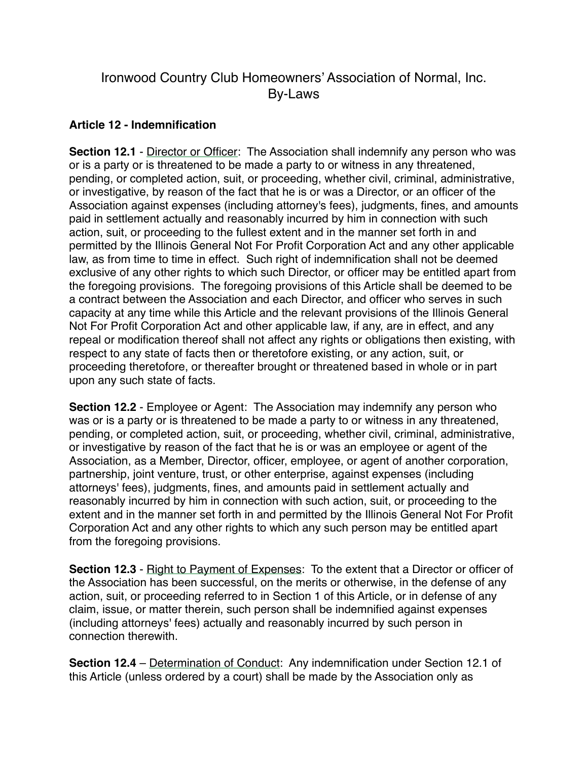# Ironwood Country Club Homeowners' Association of Normal, Inc.
# By-Laws

## Article 12 - Indemnification

**Section 12.1** - Director or Officer: The Association shall indemnify any person who was or is a party or is threatened to be made a party to or witness in any threatened, pending, or completed action, suit, or proceeding, whether civil, criminal, administrative, or investigative, by reason of the fact that he is or was a Director, or an officer of the Association against expenses (including attorney's fees), judgments, fines, and amounts paid in settlement actually and reasonably incurred by him in connection with such action, suit, or proceeding to the fullest extent and in the manner set forth in and permitted by the Illinois General Not For Profit Corporation Act and any other applicable law, as from time to time in effect. Such right of indemnification shall not be deemed exclusive of any other rights to which such Director, or officer may be entitled apart from the foregoing provisions. The foregoing provisions of this Article shall be deemed to be a contract between the Association and each Director, and officer who serves in such capacity at any time while this Article and the relevant provisions of the Illinois General Not For Profit Corporation Act and other applicable law, if any, are in effect, and any repeal or modification thereof shall not affect any rights or obligations then existing, with respect to any state of facts then or theretofore existing, or any action, suit, or proceeding theretofore, or thereafter brought or threatened based in whole or in part upon any such state of facts.

**Section 12.2** - Employee or Agent: The Association may indemnify any person who was or is a party or is threatened to be made a party to or witness in any threatened, pending, or completed action, suit, or proceeding, whether civil, criminal, administrative, or investigative by reason of the fact that he is or was an employee or agent of the Association, as a Member, Director, officer, employee, or agent of another corporation, partnership, joint venture, trust, or other enterprise, against expenses (including attorneys' fees), judgments, fines, and amounts paid in settlement actually and reasonably incurred by him in connection with such action, suit, or proceeding to the extent and in the manner set forth in and permitted by the Illinois General Not For Profit Corporation Act and any other rights to which any such person may be entitled apart from the foregoing provisions.

**Section 12.3** - Right to Payment of Expenses: To the extent that a Director or officer of the Association has been successful, on the merits or otherwise, in the defense of any action, suit, or proceeding referred to in Section 1 of this Article, or in defense of any claim, issue, or matter therein, such person shall be indemnified against expenses (including attorneys' fees) actually and reasonably incurred by such person in connection therewith.

**Section 12.4** – Determination of Conduct: Any indemnification under Section 12.1 of this Article (unless ordered by a court) shall be made by the Association only as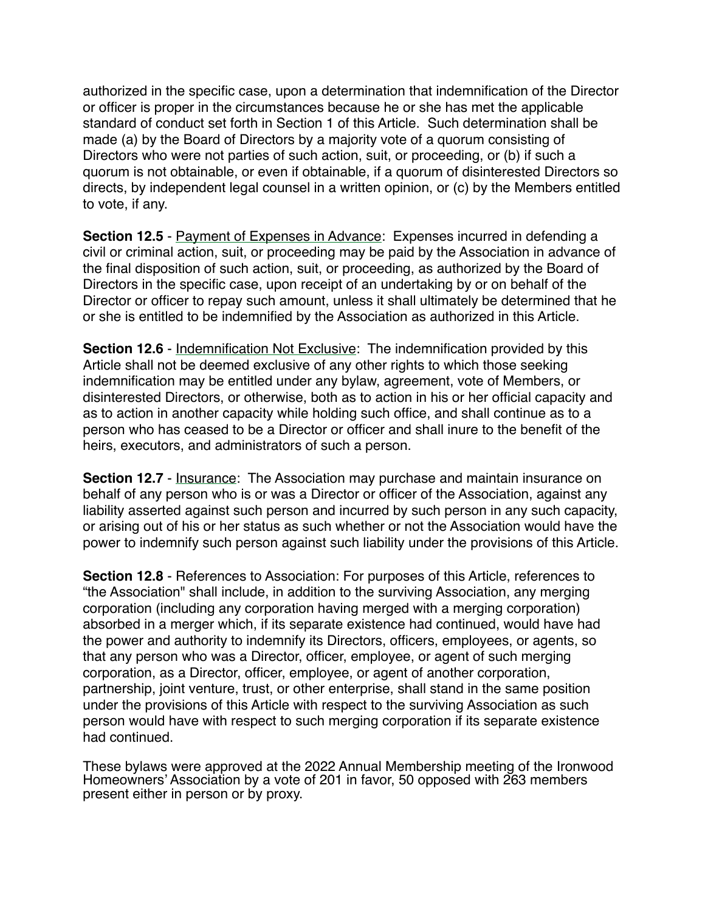authorized in the specific case, upon a determination that indemnification of the Director or officer is proper in the circumstances because he or she has met the applicable standard of conduct set forth in Section 1 of this Article. Such determination shall be made (a) by the Board of Directors by a majority vote of a quorum consisting of Directors who were not parties of such action, suit, or proceeding, or (b) if such a quorum is not obtainable, or even if obtainable, if a quorum of disinterested Directors so directs, by independent legal counsel in a written opinion, or (c) by the Members entitled to vote, if any.

**Section 12.5** - Payment of Expenses in Advance: Expenses incurred in defending a civil or criminal action, suit, or proceeding may be paid by the Association in advance of the final disposition of such action, suit, or proceeding, as authorized by the Board of Directors in the specific case, upon receipt of an undertaking by or on behalf of the Director or officer to repay such amount, unless it shall ultimately be determined that he or she is entitled to be indemnified by the Association as authorized in this Article.

**Section 12.6** - Indemnification Not Exclusive: The indemnification provided by this Article shall not be deemed exclusive of any other rights to which those seeking indemnification may be entitled under any bylaw, agreement, vote of Members, or disinterested Directors, or otherwise, both as to action in his or her official capacity and as to action in another capacity while holding such office, and shall continue as to a person who has ceased to be a Director or officer and shall inure to the benefit of the heirs, executors, and administrators of such a person.

**Section 12.7** - Insurance: The Association may purchase and maintain insurance on behalf of any person who is or was a Director or officer of the Association, against any liability asserted against such person and incurred by such person in any such capacity, or arising out of his or her status as such whether or not the Association would have the power to indemnify such person against such liability under the provisions of this Article.

**Section 12.8** - References to Association: For purposes of this Article, references to "the Association" shall include, in addition to the surviving Association, any merging corporation (including any corporation having merged with a merging corporation) absorbed in a merger which, if its separate existence had continued, would have had the power and authority to indemnify its Directors, officers, employees, or agents, so that any person who was a Director, officer, employee, or agent of such merging corporation, as a Director, officer, employee, or agent of another corporation, partnership, joint venture, trust, or other enterprise, shall stand in the same position under the provisions of this Article with respect to the surviving Association as such person would have with respect to such merging corporation if its separate existence had continued.

These bylaws were approved at the 2022 Annual Membership meeting of the Ironwood Homeowners' Association by a vote of 201 in favor, 50 opposed with 263 members present either in person or by proxy.